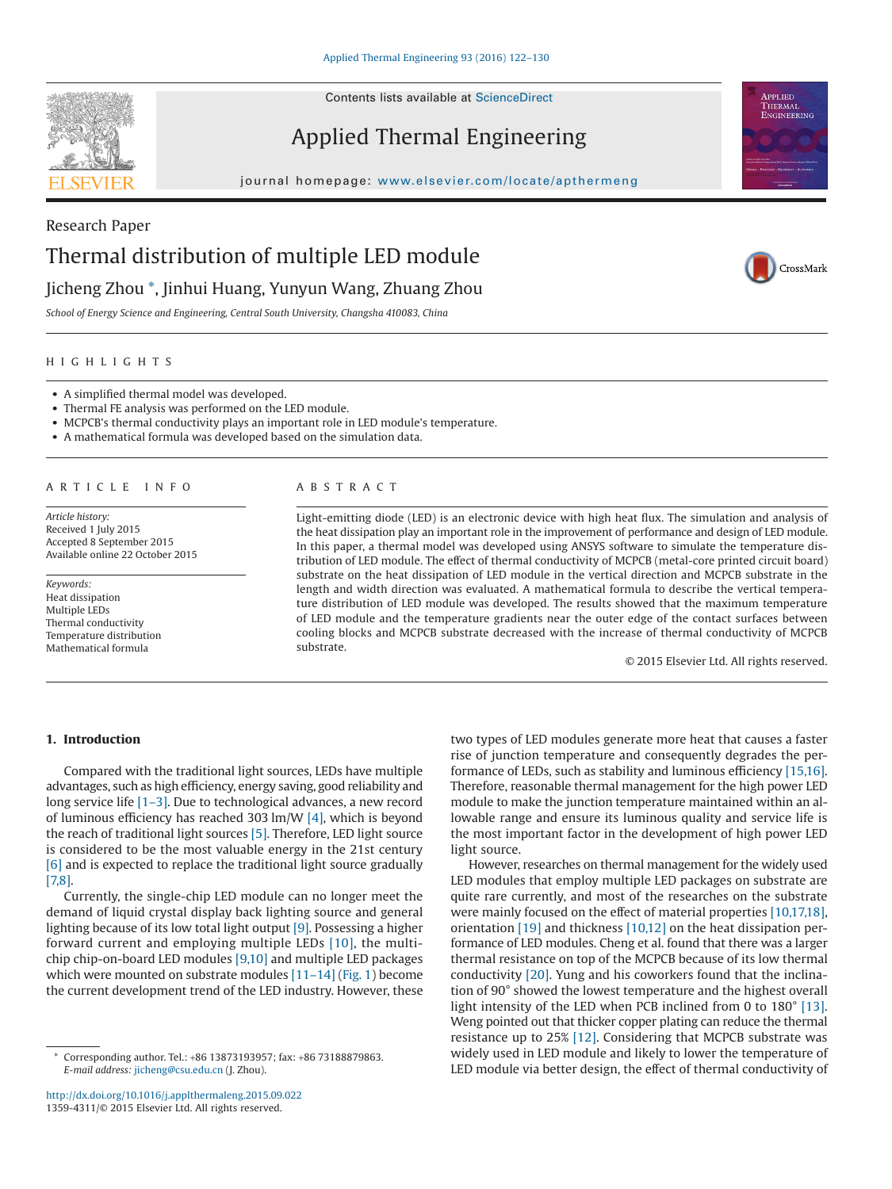Research Paper

# Thermal distribution of multiple LED module

Jicheng Zhou *, Jinhui Huang, Yunyun Wang, Zhuang Zhou

*School of Energy Science and Engineering, Central South University, Changsha 410083, China*

## HIGHLIGHTS

- A simplified thermal model was developed.
- Thermal FE analysis was performed on the LED module.
- MCPCB's thermal conductivity plays an important role in LED module's temperature.
- A mathematical formula was developed based on the simulation data.

## ARTICLE INFO

*Article history:*
Received 1 July 2015
Accepted 8 September 2015
Available online 22 October 2015

*Keywords:*
Heat dissipation
Multiple LEDs
Thermal conductivity
Temperature distribution
Mathematical formula

## ABSTRACT

Light-emitting diode (LED) is an electronic device with high heat flux. The simulation and analysis of the heat dissipation play an important role in the improvement of performance and design of LED module. In this paper, a thermal model was developed using ANSYS software to simulate the temperature distribution of LED module. The effect of thermal conductivity of MCPCB (metal-core printed circuit board) substrate on the heat dissipation of LED module in the vertical direction and MCPCB substrate in the length and width direction was evaluated. A mathematical formula to describe the vertical temperature distribution of LED module was developed. The results showed that the maximum temperature of LED module and the temperature gradients near the outer edge of the contact surfaces between cooling blocks and MCPCB substrate decreased with the increase of thermal conductivity of MCPCB substrate.

© 2015 Elsevier Ltd. All rights reserved.

## 1. Introduction

Compared with the traditional light sources, LEDs have multiple advantages, such as high efficiency, energy saving, good reliability and long service life [1–3]. Due to technological advances, a new record of luminous efficiency has reached 303 lm/W [4], which is beyond the reach of traditional light sources [5]. Therefore, LED light source is considered to be the most valuable energy in the 21st century [6] and is expected to replace the traditional light source gradually [7,8].

Currently, the single-chip LED module can no longer meet the demand of liquid crystal display back lighting source and general lighting because of its low total light output [9]. Possessing a higher forward current and employing multiple LEDs [10], the multi-chip chip-on-board LED modules [9,10] and multiple LED packages which were mounted on substrate modules [11–14] (Fig. 1) become the current development trend of the LED industry. However, these two types of LED modules generate more heat that causes a faster rise of junction temperature and consequently degrades the performance of LEDs, such as stability and luminous efficiency [15,16]. Therefore, reasonable thermal management for the high power LED module to make the junction temperature maintained within an allowable range and ensure its luminous quality and service life is the most important factor in the development of high power LED light source.

However, researches on thermal management for the widely used LED modules that employ multiple LED packages on substrate are quite rare currently, and most of the researches on the substrate were mainly focused on the effect of material properties [10,17,18], orientation [19] and thickness [10,12] on the heat dissipation performance of LED modules. Cheng et al. found that there was a larger thermal resistance on top of the MCPCB because of its low thermal conductivity [20]. Yung and his coworkers found that the inclination of 90° showed the lowest temperature and the highest overall light intensity of the LED when PCB inclined from 0 to 180° [13]. Weng pointed out that thicker copper plating can reduce the thermal resistance up to 25% [12]. Considering that MCPCB substrate was widely used in LED module and likely to lower the temperature of LED module via better design, the effect of thermal conductivity of

* Corresponding author. Tel.: +86 13873193957; fax: +86 73188879863.
*E-mail address:* jicheng@csu.edu.cn (J. Zhou).

http://dx.doi.org/10.1016/j.applthermaleng.2015.09.022
1359-4311/© 2015 Elsevier Ltd. All rights reserved.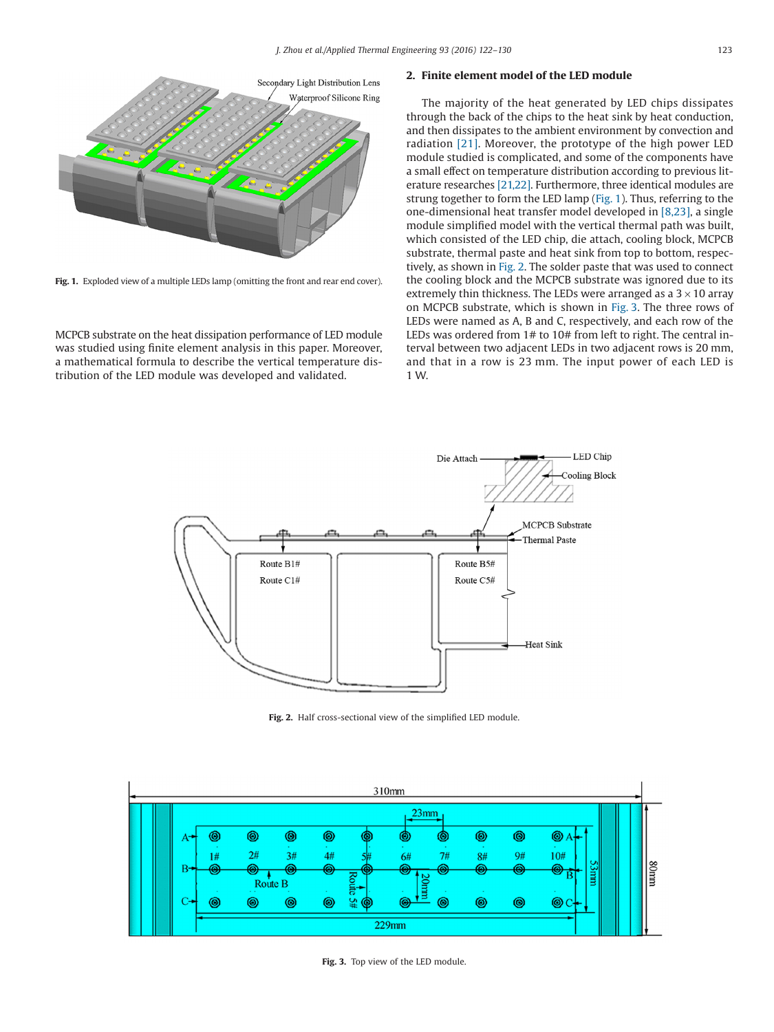Fig. 1. Exploded view of a multiple LEDs lamp (omitting the front and rear end cover).

MCPCB substrate on the heat dissipation performance of LED module was studied using finite element analysis in this paper. Moreover, a mathematical formula to describe the vertical temperature distribution of the LED module was developed and validated.

## 2. Finite element model of the LED module

The majority of the heat generated by LED chips dissipates through the back of the chips to the heat sink by heat conduction, and then dissipates to the ambient environment by convection and radiation [21]. Moreover, the prototype of the high power LED module studied is complicated, and some of the components have a small effect on temperature distribution according to previous literature researches [21,22]. Furthermore, three identical modules are strung together to form the LED lamp (Fig. 1). Thus, referring to the one-dimensional heat transfer model developed in [8,23], a single module simplified model with the vertical thermal path was built, which consisted of the LED chip, die attach, cooling block, MCPCB substrate, thermal paste and heat sink from top to bottom, respectively, as shown in Fig. 2. The solder paste that was used to connect the cooling block and the MCPCB substrate was ignored due to its extremely thin thickness. The LEDs were arranged as a $3 \times 10$ array on MCPCB substrate, which is shown in Fig. 3. The three rows of LEDs were named as A, B and C, respectively, and each row of the LEDs was ordered from 1# to 10# from left to right. The central interval between two adjacent LEDs in two adjacent rows is 20 mm, and that in a row is 23 mm. The input power of each LED is 1 W.

Fig. 2. Half cross-sectional view of the simplified LED module.

Fig. 3. Top view of the LED module.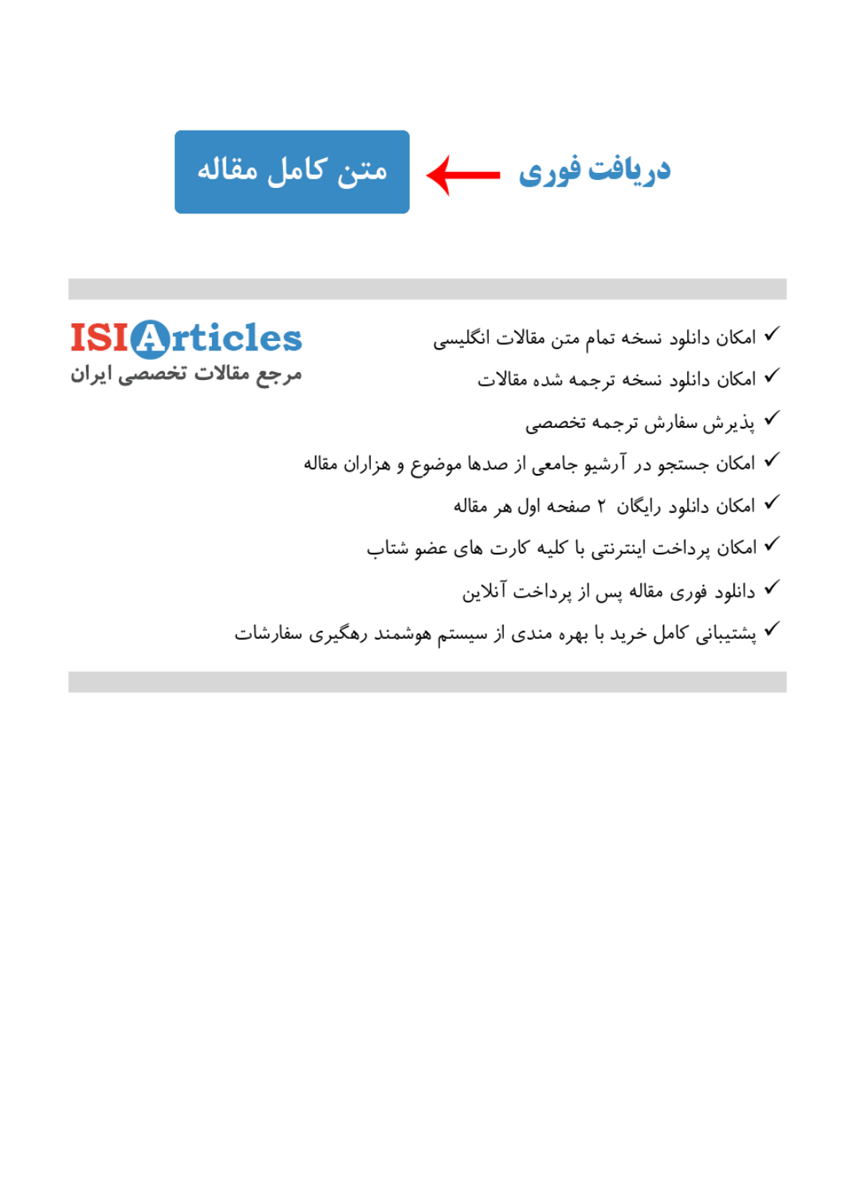دریافت فوری ← **متن کامل مقاله**

**ISIArticles**
مرجع مقالات تخصصی ایران

- ✓ امکان دانلود نسخه تمام متن مقالات انگلیسی
- ✓ امکان دانلود نسخه ترجمه شده مقالات
- ✓ پذیرش سفارش ترجمه تخصصی
- ✓ امکان جستجو در آرشیو جامعی از صدها موضوع و هزاران مقاله
- ✓ امکان دانلود رایگان ۲ صفحه اول هر مقاله
- ✓ امکان پرداخت اینترنتی با کلیه کارت های عضو شتاب
- ✓ دانلود فوری مقاله پس از پرداخت آنلاین
- ✓ پشتیبانی کامل خرید با بهره مندی از سیستم هوشمند رهگیری سفارشات